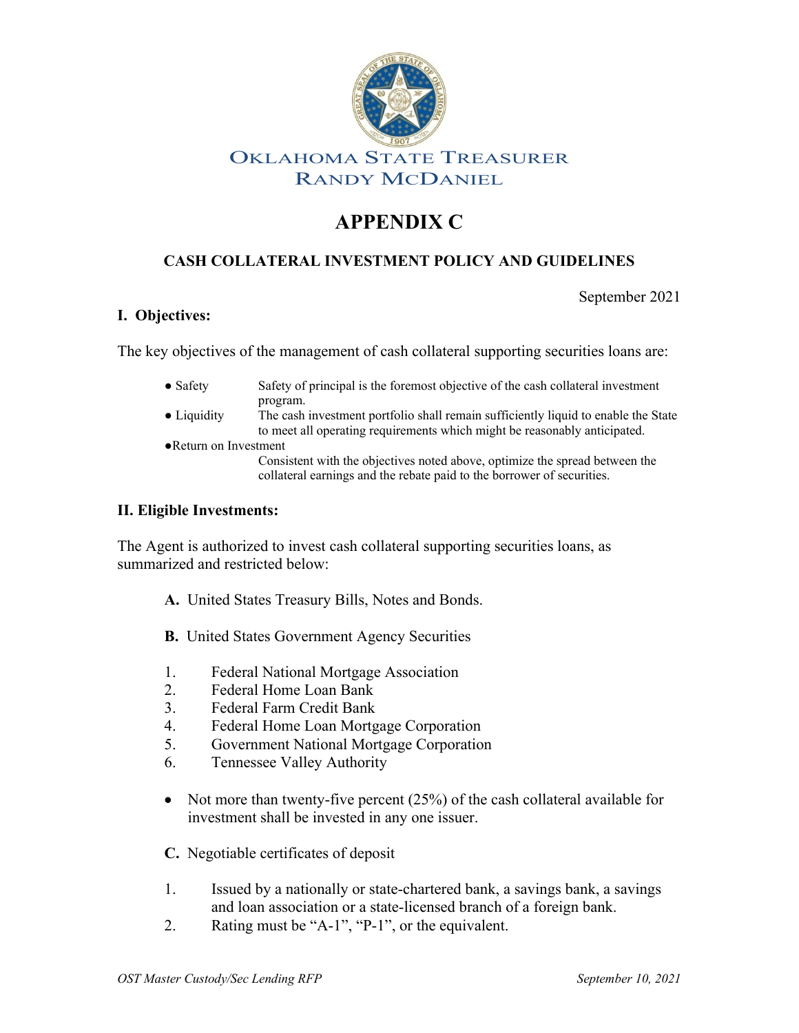OKLAHOMA STATE TREASURER
RANDY MCDANIEL

# APPENDIX C

## CASH COLLATERAL INVESTMENT POLICY AND GUIDELINES

September 2021

### I. Objectives:

The key objectives of the management of cash collateral supporting securities loans are:

- **Safety** — Safety of principal is the foremost objective of the cash collateral investment program.
- **Liquidity** — The cash investment portfolio shall remain sufficiently liquid to enable the State to meet all operating requirements which might be reasonably anticipated.
- **Return on Investment** — Consistent with the objectives noted above, optimize the spread between the collateral earnings and the rebate paid to the borrower of securities.

### II. Eligible Investments:

The Agent is authorized to invest cash collateral supporting securities loans, as summarized and restricted below:

**A.** United States Treasury Bills, Notes and Bonds.

**B.** United States Government Agency Securities

1. Federal National Mortgage Association
2. Federal Home Loan Bank
3. Federal Farm Credit Bank
4. Federal Home Loan Mortgage Corporation
5. Government National Mortgage Corporation
6. Tennessee Valley Authority

- Not more than twenty-five percent (25%) of the cash collateral available for investment shall be invested in any one issuer.

**C.** Negotiable certificates of deposit

1. Issued by a nationally or state-chartered bank, a savings bank, a savings and loan association or a state-licensed branch of a foreign bank.
2. Rating must be "A-1", "P-1", or the equivalent.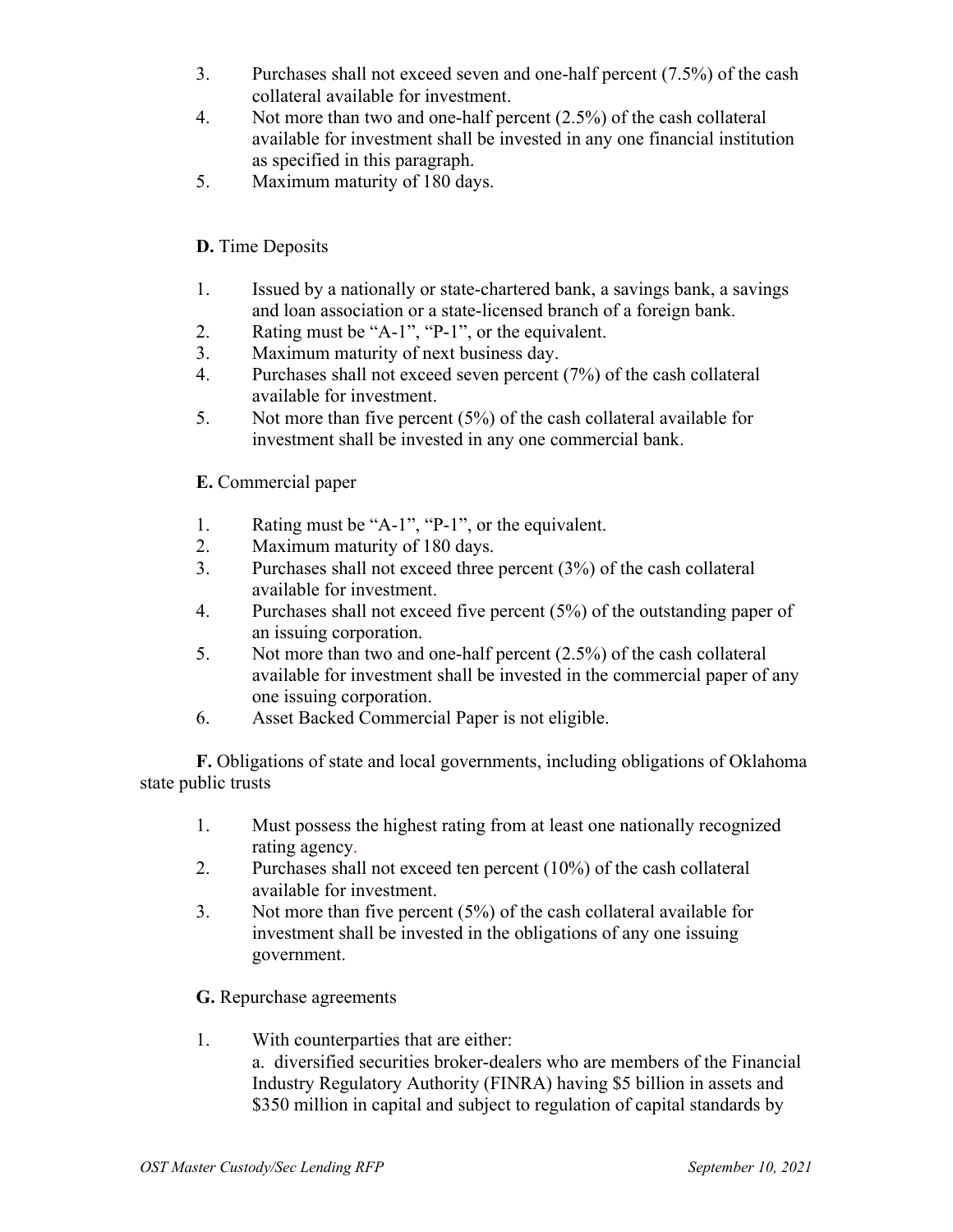3. Purchases shall not exceed seven and one-half percent (7.5%) of the cash collateral available for investment.
4. Not more than two and one-half percent (2.5%) of the cash collateral available for investment shall be invested in any one financial institution as specified in this paragraph.
5. Maximum maturity of 180 days.

**D.** Time Deposits

1. Issued by a nationally or state-chartered bank, a savings bank, a savings and loan association or a state-licensed branch of a foreign bank.
2. Rating must be "A-1", "P-1", or the equivalent.
3. Maximum maturity of next business day.
4. Purchases shall not exceed seven percent (7%) of the cash collateral available for investment.
5. Not more than five percent (5%) of the cash collateral available for investment shall be invested in any one commercial bank.

**E.** Commercial paper

1. Rating must be "A-1", "P-1", or the equivalent.
2. Maximum maturity of 180 days.
3. Purchases shall not exceed three percent (3%) of the cash collateral available for investment.
4. Purchases shall not exceed five percent (5%) of the outstanding paper of an issuing corporation.
5. Not more than two and one-half percent (2.5%) of the cash collateral available for investment shall be invested in the commercial paper of any one issuing corporation.
6. Asset Backed Commercial Paper is not eligible.

**F.** Obligations of state and local governments, including obligations of Oklahoma state public trusts

1. Must possess the highest rating from at least one nationally recognized rating agency.
2. Purchases shall not exceed ten percent (10%) of the cash collateral available for investment.
3. Not more than five percent (5%) of the cash collateral available for investment shall be invested in the obligations of any one issuing government.

**G.** Repurchase agreements

1. With counterparties that are either:
   a. diversified securities broker-dealers who are members of the Financial Industry Regulatory Authority (FINRA) having $5 billion in assets and $350 million in capital and subject to regulation of capital standards by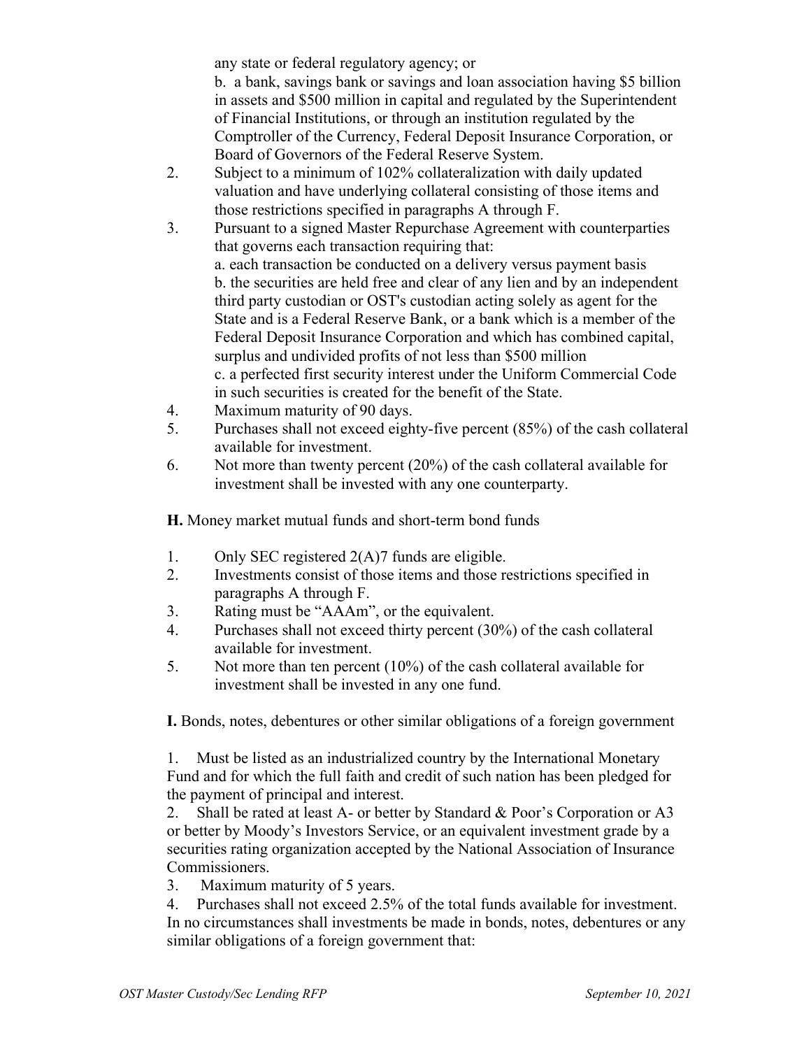any state or federal regulatory agency; or

b. a bank, savings bank or savings and loan association having $5 billion in assets and $500 million in capital and regulated by the Superintendent of Financial Institutions, or through an institution regulated by the Comptroller of the Currency, Federal Deposit Insurance Corporation, or Board of Governors of the Federal Reserve System.

2. Subject to a minimum of 102% collateralization with daily updated valuation and have underlying collateral consisting of those items and those restrictions specified in paragraphs A through F.
3. Pursuant to a signed Master Repurchase Agreement with counterparties that governs each transaction requiring that:
   a. each transaction be conducted on a delivery versus payment basis
   b. the securities are held free and clear of any lien and by an independent third party custodian or OST's custodian acting solely as agent for the State and is a Federal Reserve Bank, or a bank which is a member of the Federal Deposit Insurance Corporation and which has combined capital, surplus and undivided profits of not less than $500 million
   c. a perfected first security interest under the Uniform Commercial Code in such securities is created for the benefit of the State.
4. Maximum maturity of 90 days.
5. Purchases shall not exceed eighty-five percent (85%) of the cash collateral available for investment.
6. Not more than twenty percent (20%) of the cash collateral available for investment shall be invested with any one counterparty.

**H.** Money market mutual funds and short-term bond funds

1. Only SEC registered 2(A)7 funds are eligible.
2. Investments consist of those items and those restrictions specified in paragraphs A through F.
3. Rating must be "AAAm", or the equivalent.
4. Purchases shall not exceed thirty percent (30%) of the cash collateral available for investment.
5. Not more than ten percent (10%) of the cash collateral available for investment shall be invested in any one fund.

**I.** Bonds, notes, debentures or other similar obligations of a foreign government

1. Must be listed as an industrialized country by the International Monetary Fund and for which the full faith and credit of such nation has been pledged for the payment of principal and interest.
2. Shall be rated at least A- or better by Standard & Poor's Corporation or A3 or better by Moody's Investors Service, or an equivalent investment grade by a securities rating organization accepted by the National Association of Insurance Commissioners.
3. Maximum maturity of 5 years.
4. Purchases shall not exceed 2.5% of the total funds available for investment.

In no circumstances shall investments be made in bonds, notes, debentures or any similar obligations of a foreign government that: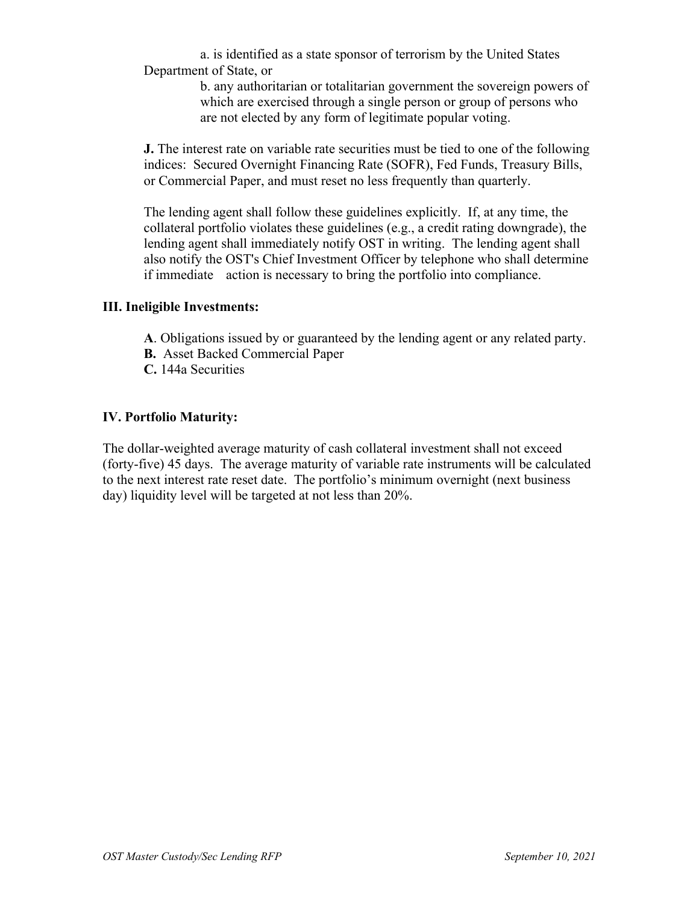a. is identified as a state sponsor of terrorism by the United States Department of State, or

b. any authoritarian or totalitarian government the sovereign powers of which are exercised through a single person or group of persons who are not elected by any form of legitimate popular voting.

**J.** The interest rate on variable rate securities must be tied to one of the following indices: Secured Overnight Financing Rate (SOFR), Fed Funds, Treasury Bills, or Commercial Paper, and must reset no less frequently than quarterly.

The lending agent shall follow these guidelines explicitly. If, at any time, the collateral portfolio violates these guidelines (e.g., a credit rating downgrade), the lending agent shall immediately notify OST in writing. The lending agent shall also notify the OST's Chief Investment Officer by telephone who shall determine if immediate action is necessary to bring the portfolio into compliance.

**III. Ineligible Investments:**

**A**. Obligations issued by or guaranteed by the lending agent or any related party.
**B.** Asset Backed Commercial Paper
**C.** 144a Securities

**IV. Portfolio Maturity:**

The dollar-weighted average maturity of cash collateral investment shall not exceed (forty-five) 45 days. The average maturity of variable rate instruments will be calculated to the next interest rate reset date. The portfolio's minimum overnight (next business day) liquidity level will be targeted at not less than 20%.